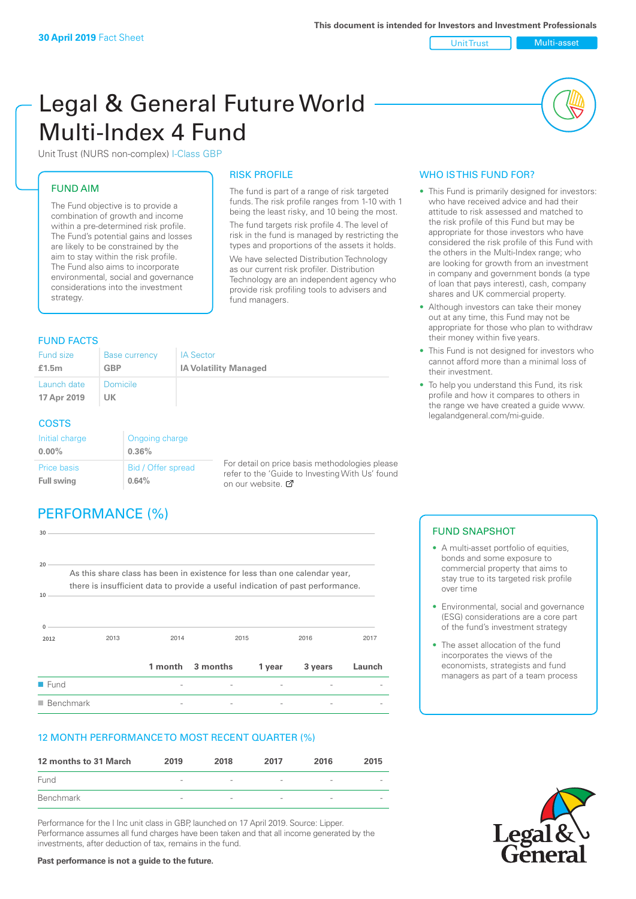**30 April 2019** Fact Sheet

This document is intended for Investors and Investment Professionals

Unit Trust | Multi-asset

# Legal & General Future World Multi-Index 4 Fund

Unit Trust (NURS non-complex) I-Class GBP

## FUND AIM

The Fund objective is to provide a combination of growth and income within a pre-determined risk profile. The Fund's potential gains and losses are likely to be constrained by the aim to stay within the risk profile. The Fund also aims to incorporate environmental, social and governance considerations into the investment strategy.

## RISK PROFILE

The fund is part of a range of risk targeted funds. The risk profile ranges from 1-10 with 1 being the least risky, and 10 being the most.

The fund targets risk profile 4. The level of risk in the fund is managed by restricting the types and proportions of the assets it holds.

We have selected Distribution Technology as our current risk profiler. Distribution Technology are an independent agency who provide risk profiling tools to advisers and fund managers.

## WHO IS THIS FUND FOR?

- This Fund is primarily designed for investors: who have received advice and had their attitude to risk assessed and matched to the risk profile of this Fund but may be appropriate for those investors who have considered the risk profile of this Fund with the others in the Multi-Index range; who are looking for growth from an investment in company and government bonds (a type of loan that pays interest), cash, company shares and UK commercial property.
- Although investors can take their money out at any time, this Fund may not be appropriate for those who plan to withdraw their money within five years.
- This Fund is not designed for investors who cannot afford more than a minimal loss of their investment.
- To help you understand this Fund, its risk profile and how it compares to others in the range we have created a guide www.legalandgeneral.com/mi-guide.

## FUND FACTS

| Fund size | Base currency | IA Sector |
|---|---|---|
| **£1.5m** | **GBP** | **IA Volatility Managed** |
| Launch date | Domicile | |
| **17 Apr 2019** | **UK** | |

## COSTS

| Initial charge | Ongoing charge |
|---|---|
| **0.00%** | **0.36%** |
| Price basis | Bid / Offer spread |
| **Full swing** | **0.64%** |

For detail on price basis methodologies please refer to the 'Guide to Investing With Us' found on our website.

## PERFORMANCE (%)

As this share class has been in existence for less than one calendar year, there is insufficient data to provide a useful indication of past performance.

| | 1 month | 3 months | 1 year | 3 years | Launch |
|---|---|---|---|---|---|
| Fund | - | - | - | - | - |
| Benchmark | - | - | - | - | - |

## FUND SNAPSHOT

- A multi-asset portfolio of equities, bonds and some exposure to commercial property that aims to stay true to its targeted risk profile over time
- Environmental, social and governance (ESG) considerations are a core part of the fund's investment strategy
- The asset allocation of the fund incorporates the views of the economists, strategists and fund managers as part of a team process

## 12 MONTH PERFORMANCE TO MOST RECENT QUARTER (%)

| 12 months to 31 March | 2019 | 2018 | 2017 | 2016 | 2015 |
|---|---|---|---|---|---|
| Fund | - | - | - | - | - |
| Benchmark | - | - | - | - | - |

Performance for the I Inc unit class in GBP, launched on 17 April 2019. Source: Lipper. Performance assumes all fund charges have been taken and that all income generated by the investments, after deduction of tax, remains in the fund.

**Past performance is not a guide to the future.**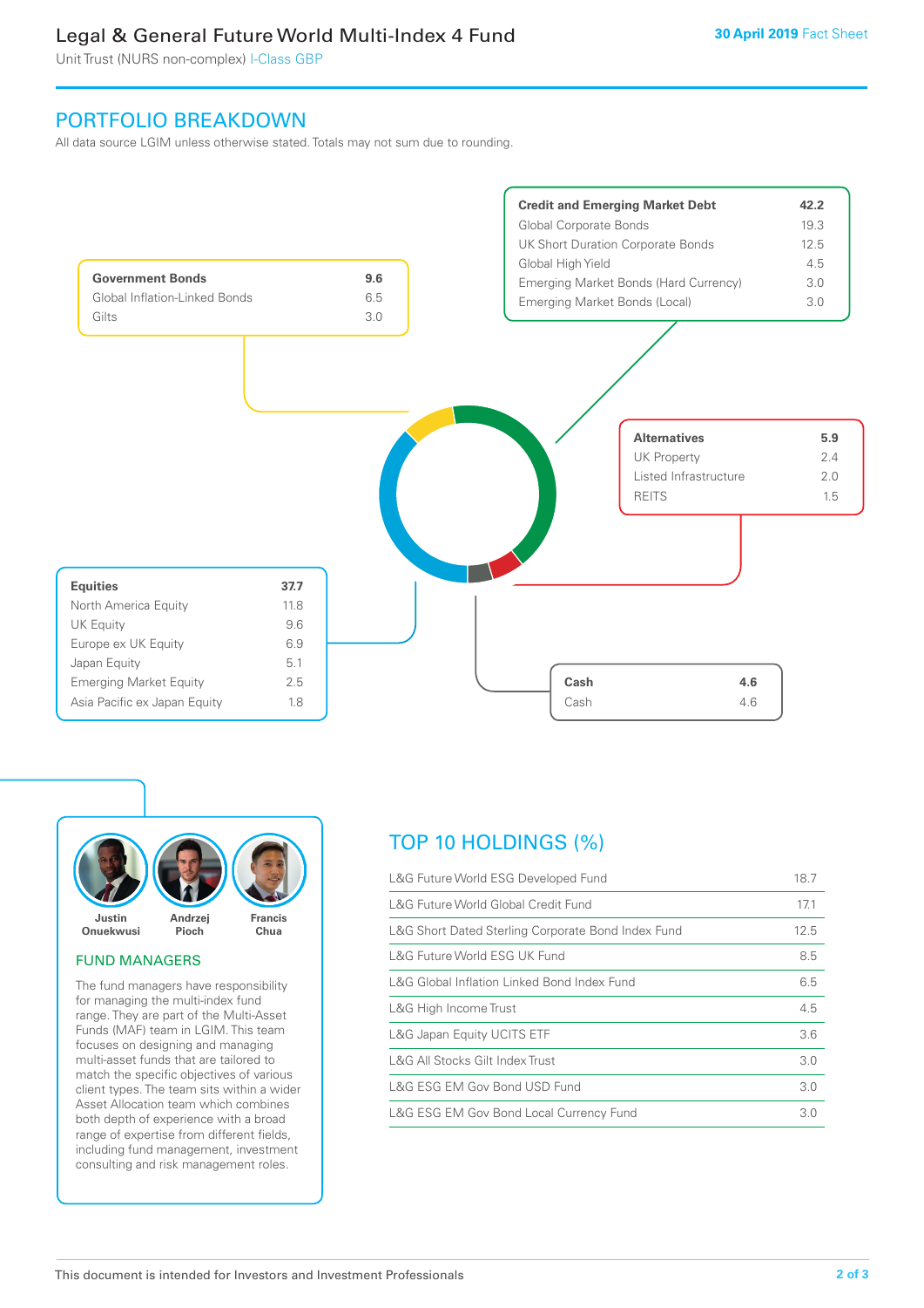# Legal & General Future World Multi-Index 4 Fund

Unit Trust (NURS non-complex) I-Class GBP

30 April 2019 Fact Sheet

## PORTFOLIO BREAKDOWN

All data source LGIM unless otherwise stated. Totals may not sum due to rounding.

| **Government Bonds** | **9.6** |
|---|---|
| Global Inflation-Linked Bonds | 6.5 |
| Gilts | 3.0 |

| **Credit and Emerging Market Debt** | **42.2** |
|---|---|
| Global Corporate Bonds | 19.3 |
| UK Short Duration Corporate Bonds | 12.5 |
| Global High Yield | 4.5 |
| Emerging Market Bonds (Hard Currency) | 3.0 |
| Emerging Market Bonds (Local) | 3.0 |

| **Alternatives** | **5.9** |
|---|---|
| UK Property | 2.4 |
| Listed Infrastructure | 2.0 |
| REITS | 1.5 |

| **Equities** | **37.7** |
|---|---|
| North America Equity | 11.8 |
| UK Equity | 9.6 |
| Europe ex UK Equity | 6.9 |
| Japan Equity | 5.1 |
| Emerging Market Equity | 2.5 |
| Asia Pacific ex Japan Equity | 1.8 |

| **Cash** | **4.6** |
|---|---|
| Cash | 4.6 |

Justin Onuekwusi, Andrzej Pioch, Francis Chua

### FUND MANAGERS

The fund managers have responsibility for managing the multi-index fund range. They are part of the Multi-Asset Funds (MAF) team in LGIM. This team focuses on designing and managing multi-asset funds that are tailored to match the specific objectives of various client types. The team sits within a wider Asset Allocation team which combines both depth of experience with a broad range of expertise from different fields, including fund management, investment consulting and risk management roles.

## TOP 10 HOLDINGS (%)

| Holding | % |
|---|---|
| L&G Future World ESG Developed Fund | 18.7 |
| L&G Future World Global Credit Fund | 17.1 |
| L&G Short Dated Sterling Corporate Bond Index Fund | 12.5 |
| L&G Future World ESG UK Fund | 8.5 |
| L&G Global Inflation Linked Bond Index Fund | 6.5 |
| L&G High Income Trust | 4.5 |
| L&G Japan Equity UCITS ETF | 3.6 |
| L&G All Stocks Gilt Index Trust | 3.0 |
| L&G ESG EM Gov Bond USD Fund | 3.0 |
| L&G ESG EM Gov Bond Local Currency Fund | 3.0 |

This document is intended for Investors and Investment Professionals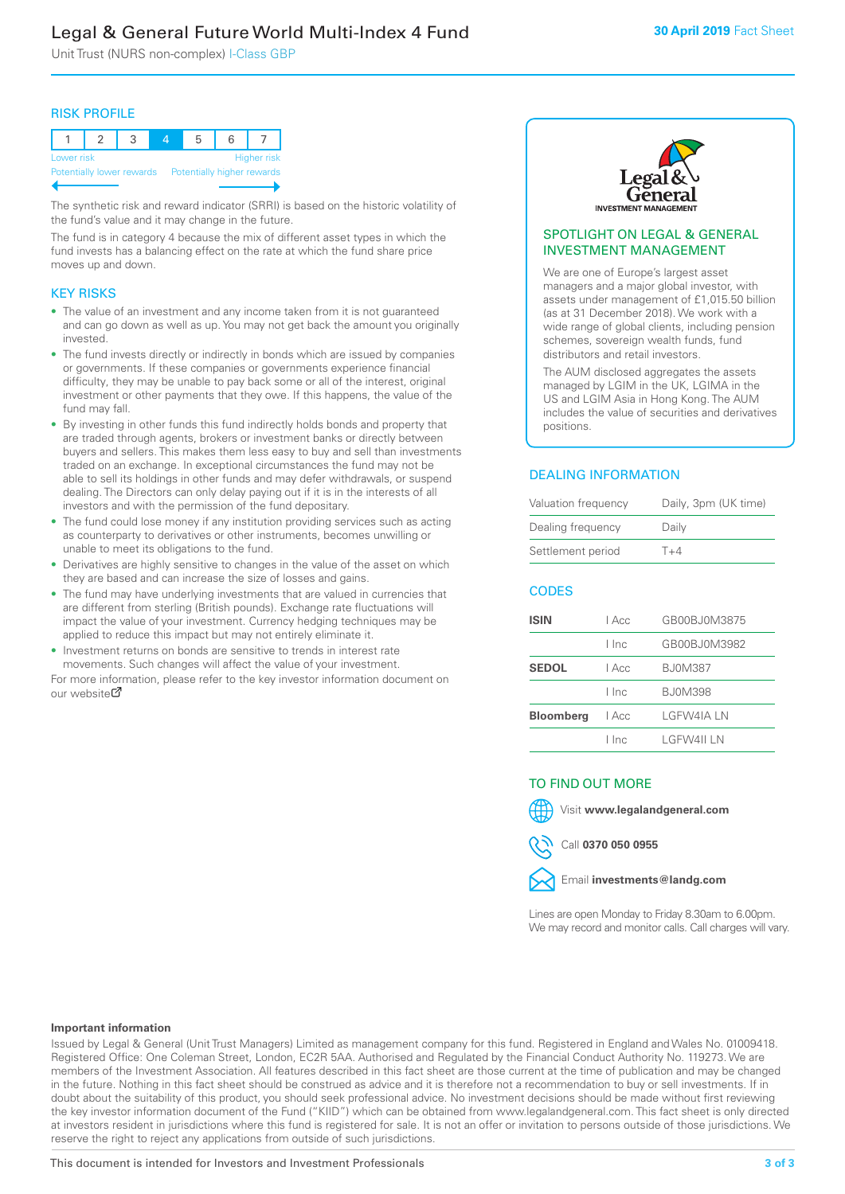# Legal & General Future World Multi-Index 4 Fund

Unit Trust (NURS non-complex) I-Class GBP

30 April 2019 Fact Sheet

## RISK PROFILE

| 1 | 2 | 3 | 4 | 5 | 6 | 7 |
|---|---|---|---|---|---|---|

Lower risk — Higher risk

Potentially lower rewards — Potentially higher rewards

The synthetic risk and reward indicator (SRRI) is based on the historic volatility of the fund's value and it may change in the future.

The fund is in category 4 because the mix of different asset types in which the fund invests has a balancing effect on the rate at which the fund share price moves up and down.

## KEY RISKS

- The value of an investment and any income taken from it is not guaranteed and can go down as well as up. You may not get back the amount you originally invested.
- The fund invests directly or indirectly in bonds which are issued by companies or governments. If these companies or governments experience financial difficulty, they may be unable to pay back some or all of the interest, original investment or other payments that they owe. If this happens, the value of the fund may fall.
- By investing in other funds this fund indirectly holds bonds and property that are traded through agents, brokers or investment banks or directly between buyers and sellers. This makes them less easy to buy and sell than investments traded on an exchange. In exceptional circumstances the fund may not be able to sell its holdings in other funds and may defer withdrawals, or suspend dealing. The Directors can only delay paying out if it is in the interests of all investors and with the permission of the fund depositary.
- The fund could lose money if any institution providing services such as acting as counterparty to derivatives or other instruments, becomes unwilling or unable to meet its obligations to the fund.
- Derivatives are highly sensitive to changes in the value of the asset on which they are based and can increase the size of losses and gains.
- The fund may have underlying investments that are valued in currencies that are different from sterling (British pounds). Exchange rate fluctuations will impact the value of your investment. Currency hedging techniques may be applied to reduce this impact but may not entirely eliminate it.
- Investment returns on bonds are sensitive to trends in interest rate movements. Such changes will affect the value of your investment.

For more information, please refer to the key investor information document on our website

## SPOTLIGHT ON LEGAL & GENERAL INVESTMENT MANAGEMENT

We are one of Europe's largest asset managers and a major global investor, with assets under management of £1,015.50 billion (as at 31 December 2018). We work with a wide range of global clients, including pension schemes, sovereign wealth funds, fund distributors and retail investors.

The AUM disclosed aggregates the assets managed by LGIM in the UK, LGIMA in the US and LGIM Asia in Hong Kong. The AUM includes the value of securities and derivatives positions.

## DEALING INFORMATION

| | |
|---|---|
| Valuation frequency | Daily, 3pm (UK time) |
| Dealing frequency | Daily |
| Settlement period | T+4 |

## CODES

| | | |
|---|---|---|
| **ISIN** | I Acc | GB00BJ0M3875 |
| | I Inc | GB00BJ0M3982 |
| **SEDOL** | I Acc | BJ0M387 |
| | I Inc | BJ0M398 |
| **Bloomberg** | I Acc | LGFW4IA LN |
| | I Inc | LGFW4II LN |

## TO FIND OUT MORE

Visit **www.legalandgeneral.com**

Call **0370 050 0955**

Email **investments@landg.com**

Lines are open Monday to Friday 8.30am to 6.00pm. We may record and monitor calls. Call charges will vary.

**Important information**

Issued by Legal & General (Unit Trust Managers) Limited as management company for this fund. Registered in England and Wales No. 01009418. Registered Office: One Coleman Street, London, EC2R 5AA. Authorised and Regulated by the Financial Conduct Authority No. 119273. We are members of the Investment Association. All features described in this fact sheet are those current at the time of publication and may be changed in the future. Nothing in this fact sheet should be construed as advice and it is therefore not a recommendation to buy or sell investments. If in doubt about the suitability of this product, you should seek professional advice. No investment decisions should be made without first reviewing the key investor information document of the Fund ("KIID") which can be obtained from www.legalandgeneral.com. This fact sheet is only directed at investors resident in jurisdictions where this fund is registered for sale. It is not an offer or invitation to persons outside of those jurisdictions. We reserve the right to reject any applications from outside of such jurisdictions.

This document is intended for Investors and Investment Professionals